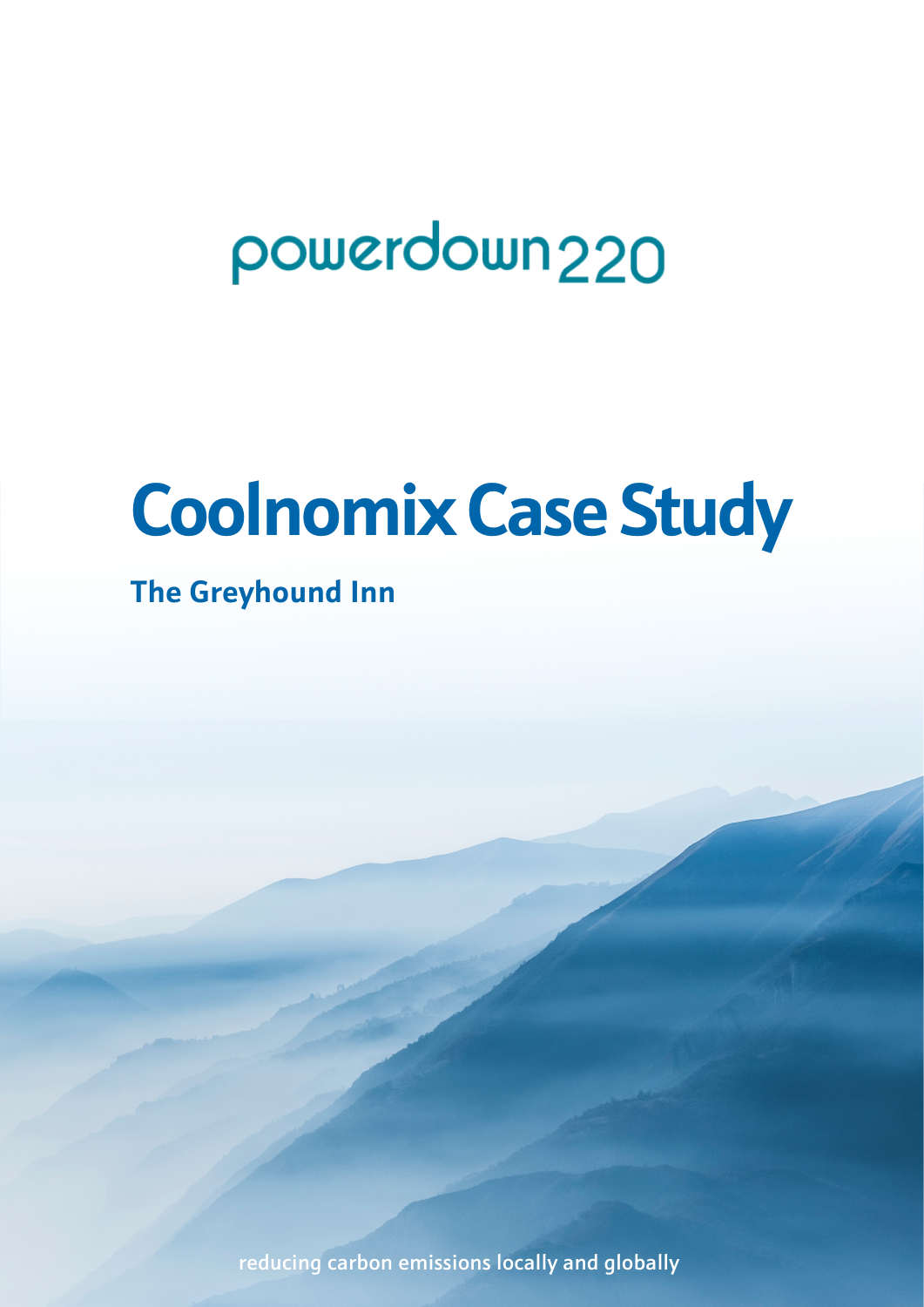powerdown220

# Coolnomix Case Study

## The Greyhound Inn

reducing carbon emissions locally and globally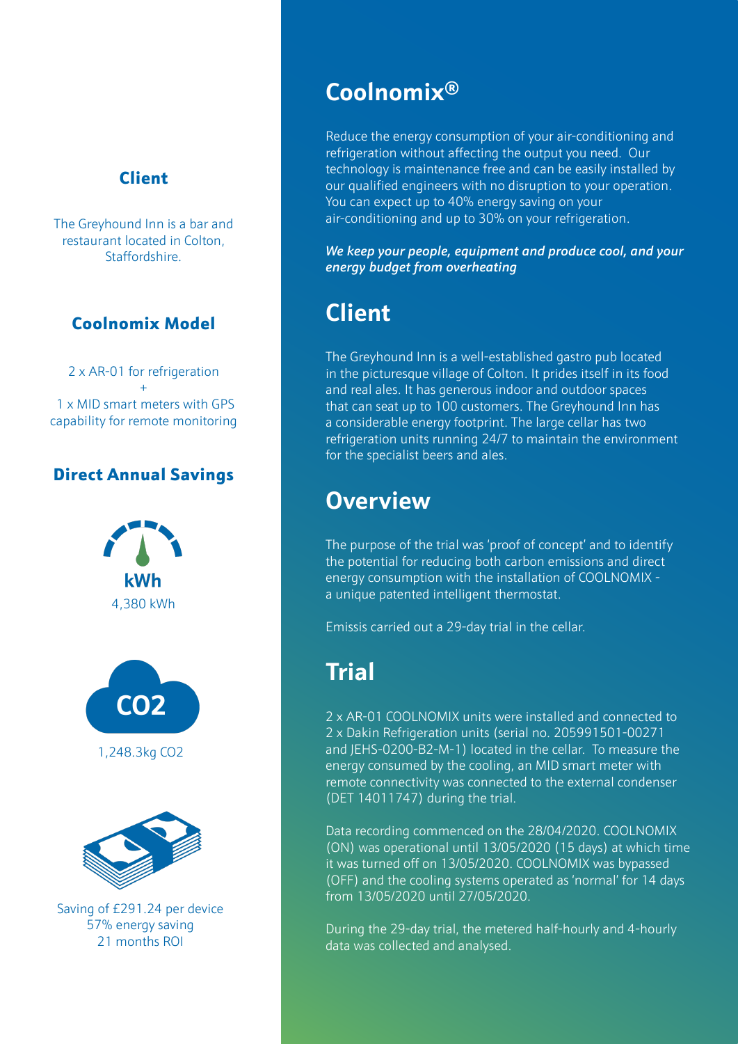## Client

The Greyhound Inn is a bar and restaurant located in Colton, Staffordshire.

## Coolnomix Model

2 x AR-01 for refrigeration
+
1 x MID smart meters with GPS capability for remote monitoring

## Direct Annual Savings

**kWh**
4,380 kWh

**CO2**
1,248.3kg CO2

Saving of £291.24 per device
57% energy saving
21 months ROI

# Coolnomix®

Reduce the energy consumption of your air-conditioning and refrigeration without affecting the output you need. Our technology is maintenance free and can be easily installed by our qualified engineers with no disruption to your operation. You can expect up to 40% energy saving on your air-conditioning and up to 30% on your refrigeration.

***We keep your people, equipment and produce cool, and your energy budget from overheating***

# Client

The Greyhound Inn is a well-established gastro pub located in the picturesque village of Colton. It prides itself in its food and real ales. It has generous indoor and outdoor spaces that can seat up to 100 customers. The Greyhound Inn has a considerable energy footprint. The large cellar has two refrigeration units running 24/7 to maintain the environment for the specialist beers and ales.

# Overview

The purpose of the trial was 'proof of concept' and to identify the potential for reducing both carbon emissions and direct energy consumption with the installation of COOLNOMIX - a unique patented intelligent thermostat.

Emissis carried out a 29-day trial in the cellar.

# Trial

2 x AR-01 COOLNOMIX units were installed and connected to 2 x Dakin Refrigeration units (serial no. 205991501-00271 and JEHS-0200-B2-M-1) located in the cellar. To measure the energy consumed by the cooling, an MID smart meter with remote connectivity was connected to the external condenser (DET 14011747) during the trial.

Data recording commenced on the 28/04/2020. COOLNOMIX (ON) was operational until 13/05/2020 (15 days) at which time it was turned off on 13/05/2020. COOLNOMIX was bypassed (OFF) and the cooling systems operated as 'normal' for 14 days from 13/05/2020 until 27/05/2020.

During the 29-day trial, the metered half-hourly and 4-hourly data was collected and analysed.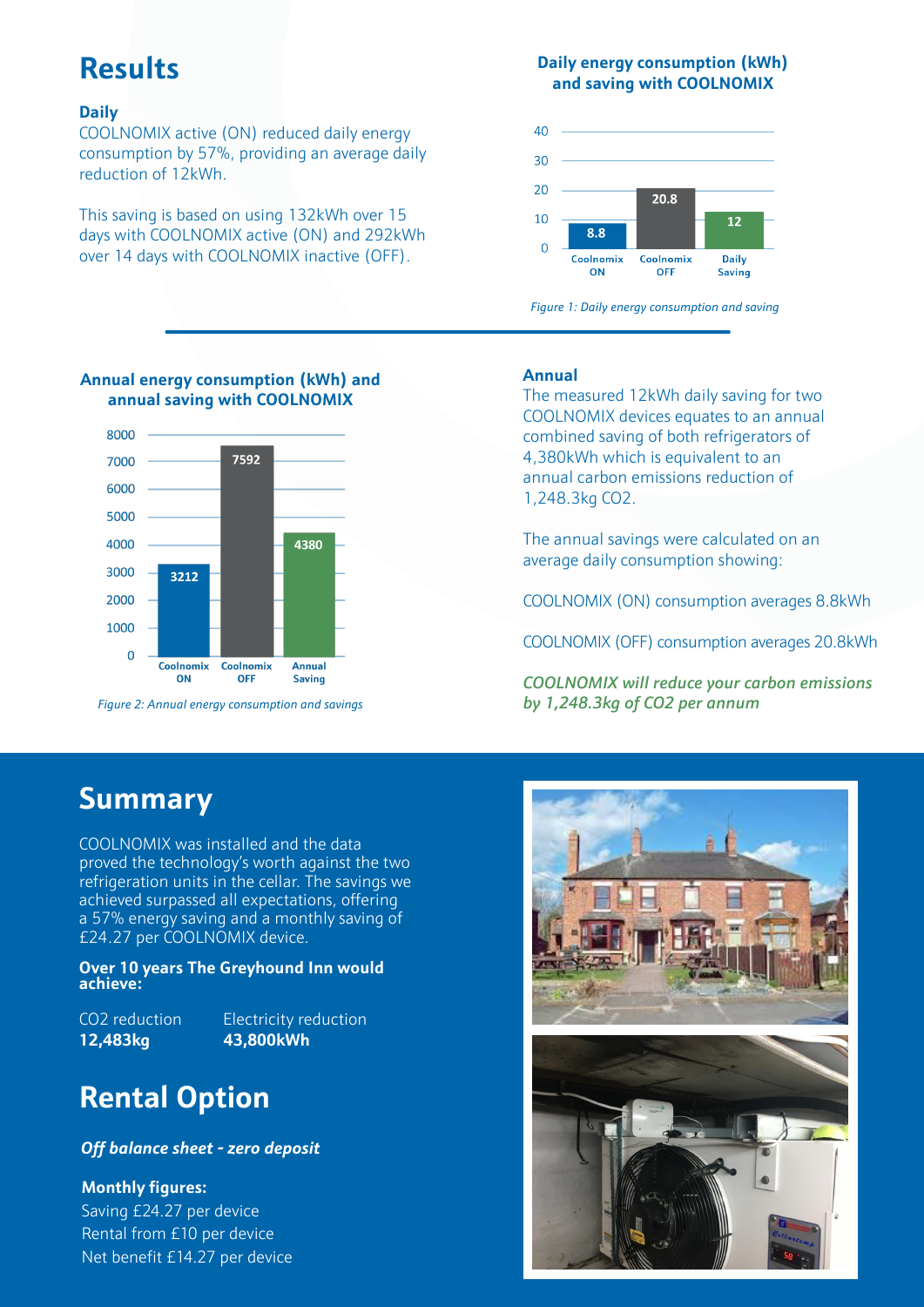## Results

### Daily

COOLNOMIX active (ON) reduced daily energy consumption by 57%, providing an average daily reduction of 12kWh.

This saving is based on using 132kWh over 15 days with COOLNOMIX active (ON) and 292kWh over 14 days with COOLNOMIX inactive (OFF).

**Daily energy consumption (kWh) and saving with COOLNOMIX**

| | Coolnomix ON | Coolnomix OFF | Daily Saving |
|---|---|---|---|
| kWh | 8.8 | 20.8 | 12 |

*Figure 1: Daily energy consumption and saving*

**Annual energy consumption (kWh) and annual saving with COOLNOMIX**

| | Coolnomix ON | Coolnomix OFF | Annual Saving |
|---|---|---|---|
| kWh | 3212 | 7592 | 4380 |

*Figure 2: Annual energy consumption and savings*

### Annual

The measured 12kWh daily saving for two COOLNOMIX devices equates to an annual combined saving of both refrigerators of 4,380kWh which is equivalent to an annual carbon emissions reduction of 1,248.3kg $CO_2$.

The annual savings were calculated on an average daily consumption showing:

COOLNOMIX (ON) consumption averages 8.8kWh

COOLNOMIX (OFF) consumption averages 20.8kWh

***COOLNOMIX will reduce your carbon emissions by 1,248.3kg of $CO_2$ per annum***

## Summary

COOLNOMIX was installed and the data proved the technology's worth against the two refrigeration units in the cellar. The savings we achieved surpassed all expectations, offering a 57% energy saving and a monthly saving of £24.27 per COOLNOMIX device.

**Over 10 years The Greyhound Inn would achieve:**

| $CO_2$ reduction | Electricity reduction |
|---|---|
| **12,483kg** | **43,800kWh** |

## Rental Option

***Off balance sheet - zero deposit***

**Monthly figures:**

Saving £24.27 per device
Rental from £10 per device
Net benefit £14.27 per device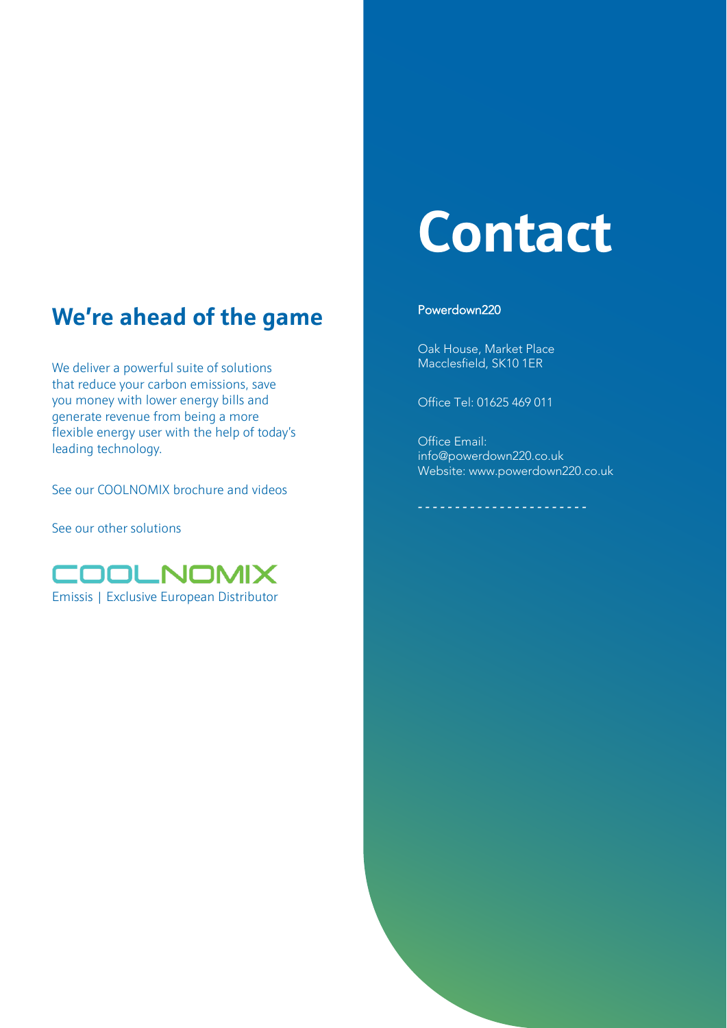## We're ahead of the game

We deliver a powerful suite of solutions that reduce your carbon emissions, save you money with lower energy bills and generate revenue from being a more flexible energy user with the help of today's leading technology.

See our COOLNOMIX brochure and videos

See our other solutions

COOLNOMIX

Emissis | Exclusive European Distributor

# Contact

Powerdown220

Oak House, Market Place
Macclesfield, SK10 1ER

Office Tel: 01625 469 011

Office Email:
info@powerdown220.co.uk
Website: www.powerdown220.co.uk